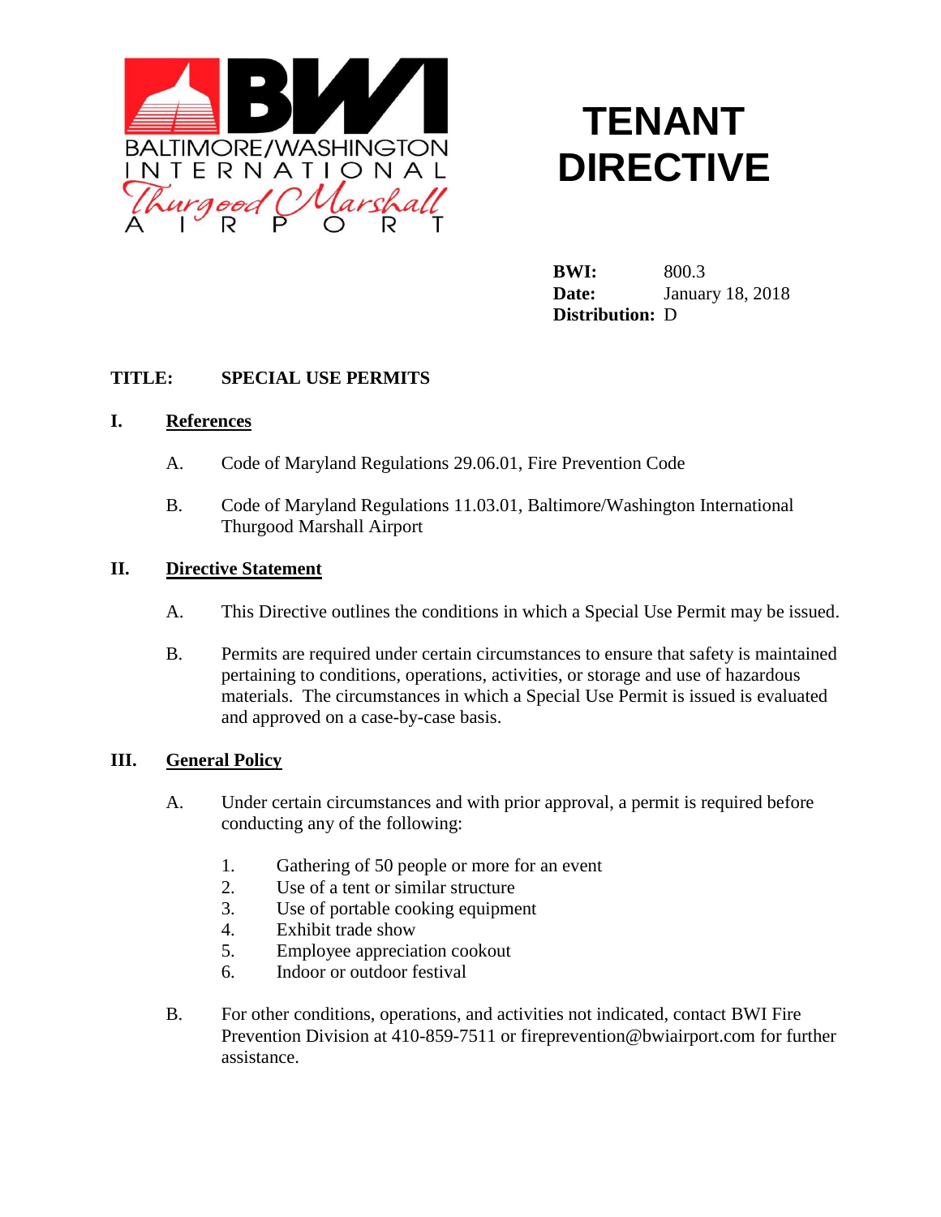BALTIMORE/WASHINGTON INTERNATIONAL Thurgood Marshall AIRPORT

# TENANT DIRECTIVE

**BWI:** 800.3
**Date:** January 18, 2018
**Distribution:** D

**TITLE: SPECIAL USE PERMITS**

## I. References

A. Code of Maryland Regulations 29.06.01, Fire Prevention Code

B. Code of Maryland Regulations 11.03.01, Baltimore/Washington International Thurgood Marshall Airport

## II. Directive Statement

A. This Directive outlines the conditions in which a Special Use Permit may be issued.

B. Permits are required under certain circumstances to ensure that safety is maintained pertaining to conditions, operations, activities, or storage and use of hazardous materials. The circumstances in which a Special Use Permit is issued is evaluated and approved on a case-by-case basis.

## III. General Policy

A. Under certain circumstances and with prior approval, a permit is required before conducting any of the following:

1. Gathering of 50 people or more for an event
2. Use of a tent or similar structure
3. Use of portable cooking equipment
4. Exhibit trade show
5. Employee appreciation cookout
6. Indoor or outdoor festival

B. For other conditions, operations, and activities not indicated, contact BWI Fire Prevention Division at 410-859-7511 or fireprevention@bwiairport.com for further assistance.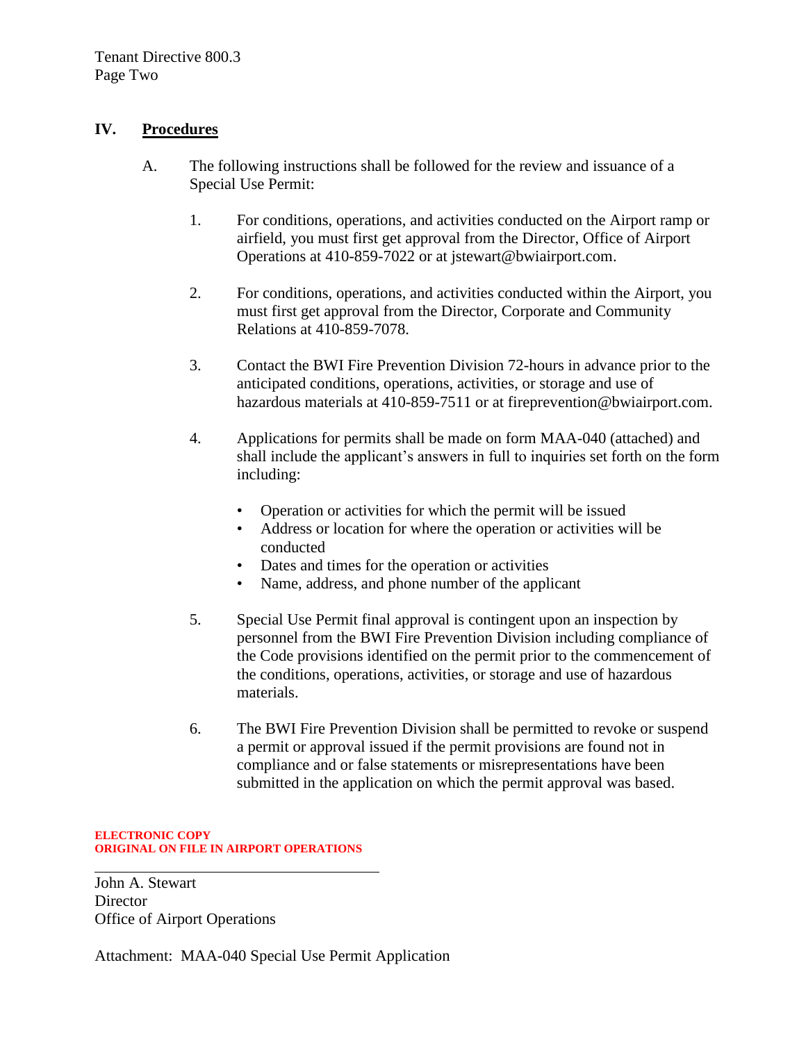## IV. Procedures

A. The following instructions shall be followed for the review and issuance of a Special Use Permit:

1. For conditions, operations, and activities conducted on the Airport ramp or airfield, you must first get approval from the Director, Office of Airport Operations at 410-859-7022 or at jstewart@bwiairport.com.

2. For conditions, operations, and activities conducted within the Airport, you must first get approval from the Director, Corporate and Community Relations at 410-859-7078.

3. Contact the BWI Fire Prevention Division 72-hours in advance prior to the anticipated conditions, operations, activities, or storage and use of hazardous materials at 410-859-7511 or at fireprevention@bwiairport.com.

4. Applications for permits shall be made on form MAA-040 (attached) and shall include the applicant's answers in full to inquiries set forth on the form including:

   - Operation or activities for which the permit will be issued
   - Address or location for where the operation or activities will be conducted
   - Dates and times for the operation or activities
   - Name, address, and phone number of the applicant

5. Special Use Permit final approval is contingent upon an inspection by personnel from the BWI Fire Prevention Division including compliance of the Code provisions identified on the permit prior to the commencement of the conditions, operations, activities, or storage and use of hazardous materials.

6. The BWI Fire Prevention Division shall be permitted to revoke or suspend a permit or approval issued if the permit provisions are found not in compliance and or false statements or misrepresentations have been submitted in the application on which the permit approval was based.

**ELECTRONIC COPY**
**ORIGINAL ON FILE IN AIRPORT OPERATIONS**

---

John A. Stewart
Director
Office of Airport Operations

Attachment: MAA-040 Special Use Permit Application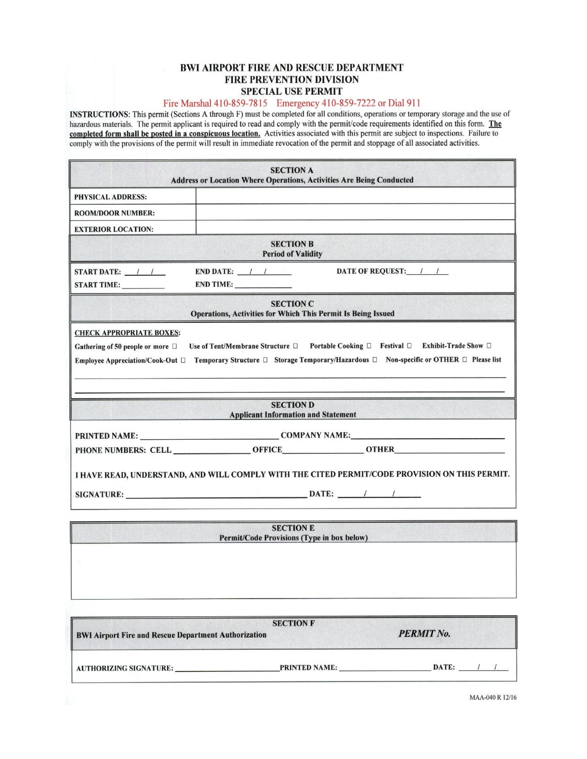# BWI AIRPORT FIRE AND RESCUE DEPARTMENT
## FIRE PREVENTION DIVISION
## SPECIAL USE PERMIT

Fire Marshal 410-859-7815 Emergency 410-859-7222 or Dial 911

**INSTRUCTIONS**: This permit (Sections A through F) must be completed for all conditions, operations or temporary storage and the use of hazardous materials. The permit applicant is required to read and comply with the permit/code requirements identified on this form. **The completed form shall be posted in a conspicuous location.** Activities associated with this permit are subject to inspections. Failure to comply with the provisions of the permit will result in immediate revocation of the permit and stoppage of all associated activities.

### SECTION A
**Address or Location Where Operations, Activities Are Being Conducted**

| | |
|---|---|
| **PHYSICAL ADDRESS:** | |
| **ROOM/DOOR NUMBER:** | |
| **EXTERIOR LOCATION:** | |

### SECTION B
**Period of Validity**

**START DATE:** ___/___/___ **END DATE:** ___/___/___ **DATE OF REQUEST:** ___/___/___

**START TIME:** __________ **END TIME:** __________

### SECTION C
**Operations, Activities for Which This Permit Is Being Issued**

**CHECK APPROPRIATE BOXES:**

Gathering of 50 people or more ☐ Use of Tent/Membrane Structure ☐ Portable Cooking ☐ Festival ☐ Exhibit-Trade Show ☐

Employee Appreciation/Cook-Out ☐ Temporary Structure ☐ Storage Temporary/Hazardous ☐ Non-specific or OTHER ☐ Please list

______________________________________________________________________

______________________________________________________________________

### SECTION D
**Applicant Information and Statement**

**PRINTED NAME:** ______________________ **COMPANY NAME:** ______________________

**PHONE NUMBERS: CELL** ______________ **OFFICE** ______________ **OTHER** ______________

**I HAVE READ, UNDERSTAND, AND WILL COMPLY WITH THE CITED PERMIT/CODE PROVISION ON THIS PERMIT.**

**SIGNATURE:** ______________________________ **DATE:** ___/___/___

### SECTION E
**Permit/Code Provisions (Type in box below)**

### SECTION F
**BWI Airport Fire and Rescue Department Authorization** ***PERMIT No.***

**AUTHORIZING SIGNATURE:** ______________ **PRINTED NAME:** ______________ **DATE:** ___/___/___

MAA-040 R 12/16